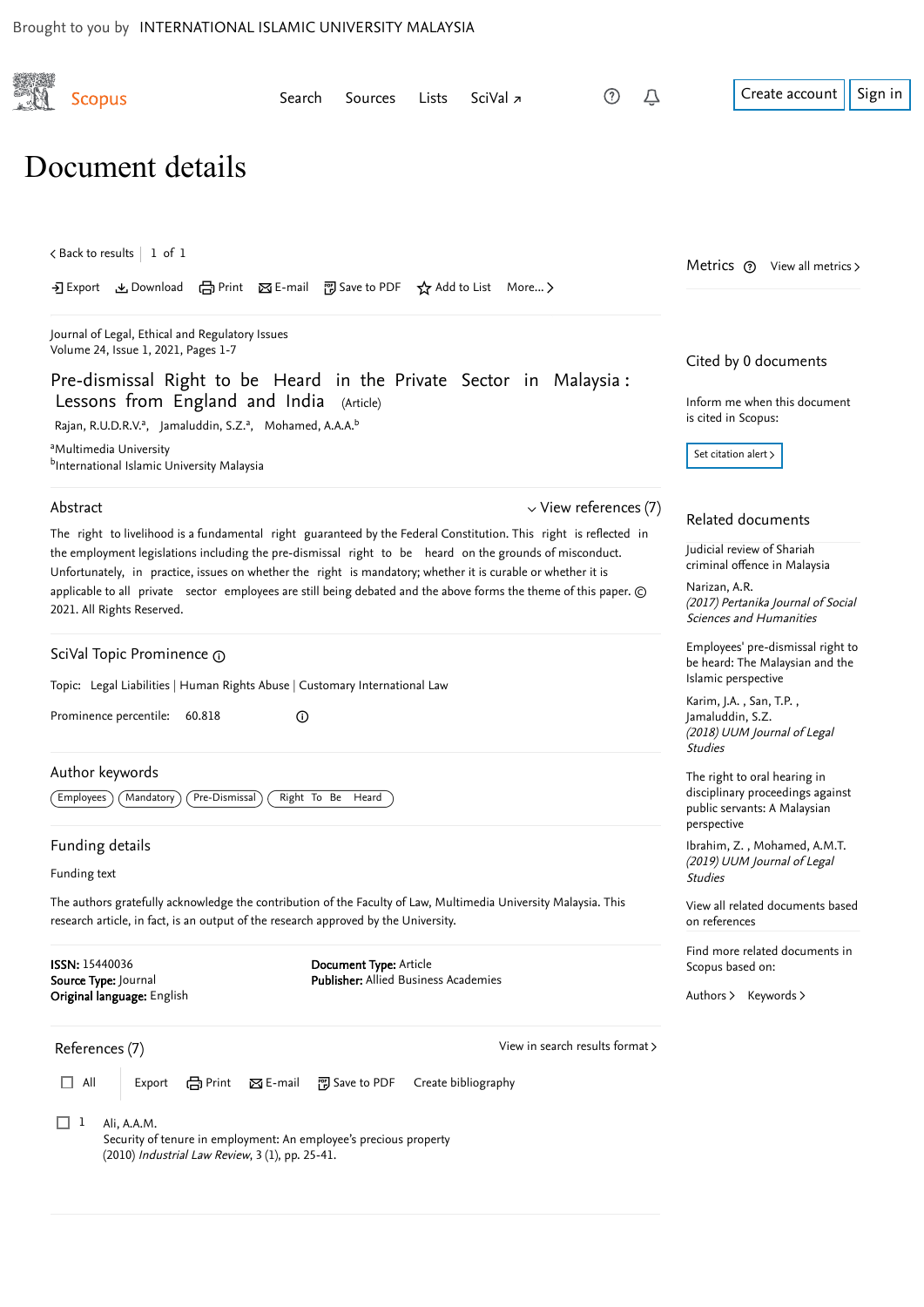Brought to you by INTERNATIONAL ISLAMIC UNIVERSITY MALAYSIA

Scopus

Search Sources Lists SciVal ↗

Create account Sign in

# Document details

< Back to results | 1 of 1

Export Download Print E-mail Save to PDF Add to List More... >

Journal of Legal, Ethical and Regulatory Issues
Volume 24, Issue 1, 2021, Pages 1-7

## Pre-dismissal Right to be Heard in the Private Sector in Malaysia : Lessons from England and India (Article)

Rajan, R.U.D.R.V.[a], Jamaluddin, S.Z.[a], Mohamed, A.A.A.[b]

[a]Multimedia University
[b]International Islamic University Malaysia

### Abstract

View references (7)

The right to livelihood is a fundamental right guaranteed by the Federal Constitution. This right is reflected in the employment legislations including the pre-dismissal right to be heard on the grounds of misconduct. Unfortunately, in practice, issues on whether the right is mandatory; whether it is curable or whether it is applicable to all private sector employees are still being debated and the above forms the theme of this paper. © 2021. All Rights Reserved.

### SciVal Topic Prominence

Topic: Legal Liabilities | Human Rights Abuse | Customary International Law

Prominence percentile: 60.818

### Author keywords

Employees | Mandatory | Pre-Dismissal | Right To Be Heard

### Funding details

Funding text

The authors gratefully acknowledge the contribution of the Faculty of Law, Multimedia University Malaysia. This research article, in fact, is an output of the research approved by the University.

**ISSN:** 15440036
**Source Type:** Journal
**Original language:** English

**Document Type:** Article
**Publisher:** Allied Business Academies

### References (7)

View in search results format >

All Export Print E-mail Save to PDF Create bibliography

1. Ali, A.A.M.
Security of tenure in employment: An employee's precious property
(2010) *Industrial Law Review*, 3 (1), pp. 25-41.

---

Metrics View all metrics >

Cited by 0 documents

Inform me when this document is cited in Scopus:

Set citation alert >

Related documents

Judicial review of Shariah criminal offence in Malaysia
Narizan, A.R.
*(2017) Pertanika Journal of Social Sciences and Humanities*

Employees' pre-dismissal right to be heard: The Malaysian and the Islamic perspective
Karim, J.A. , San, T.P. , Jamaluddin, S.Z.
*(2018) UUM Journal of Legal Studies*

The right to oral hearing in disciplinary proceedings against public servants: A Malaysian perspective
Ibrahim, Z. , Mohamed, A.M.T.
*(2019) UUM Journal of Legal Studies*

View all related documents based on references

Find more related documents in Scopus based on:

Authors > Keywords >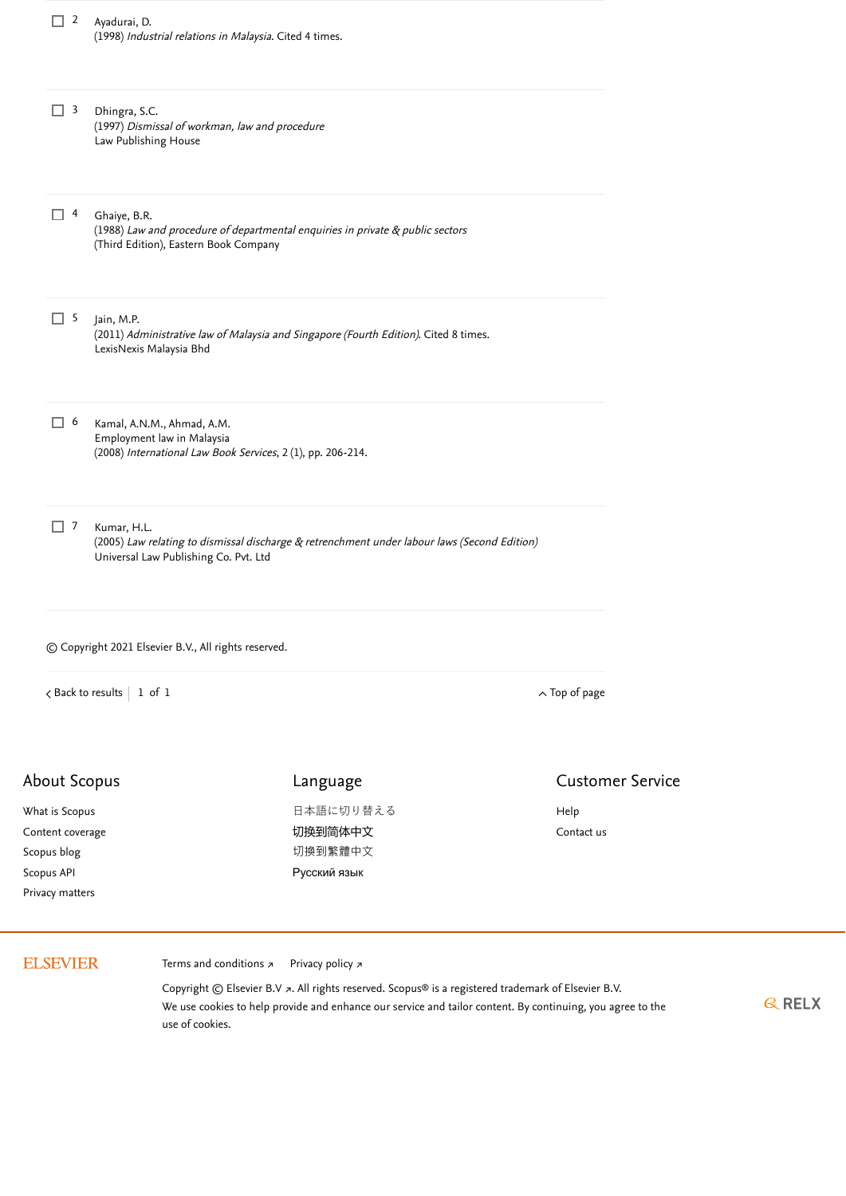2 Ayadurai, D.
(1998) *Industrial relations in Malaysia*. Cited 4 times.

3 Dhingra, S.C.
(1997) *Dismissal of workman, law and procedure*
Law Publishing House

4 Ghaiye, B.R.
(1988) *Law and procedure of departmental enquiries in private & public sectors*
(Third Edition), Eastern Book Company

5 Jain, M.P.
(2011) *Administrative law of Malaysia and Singapore (Fourth Edition)*. Cited 8 times.
LexisNexis Malaysia Bhd

6 Kamal, A.N.M., Ahmad, A.M.
Employment law in Malaysia
(2008) *International Law Book Services*, 2 (1), pp. 206-214.

7 Kumar, H.L.
(2005) *Law relating to dismissal discharge & retrenchment under labour laws (Second Edition)*
Universal Law Publishing Co. Pvt. Ltd

© Copyright 2021 Elsevier B.V., All rights reserved.

< Back to results | 1 of 1

^ Top of page

## About Scopus

What is Scopus
Content coverage
Scopus blog
Scopus API
Privacy matters

## Language

日本語に切り替える
切换到简体中文
切換到繁體中文
Русский язык

## Customer Service

Help
Contact us

ELSEVIER

Terms and conditions ↗ Privacy policy ↗

Copyright © Elsevier B.V ↗. All rights reserved. Scopus® is a registered trademark of Elsevier B.V.
We use cookies to help provide and enhance our service and tailor content. By continuing, you agree to the use of cookies.

RELX